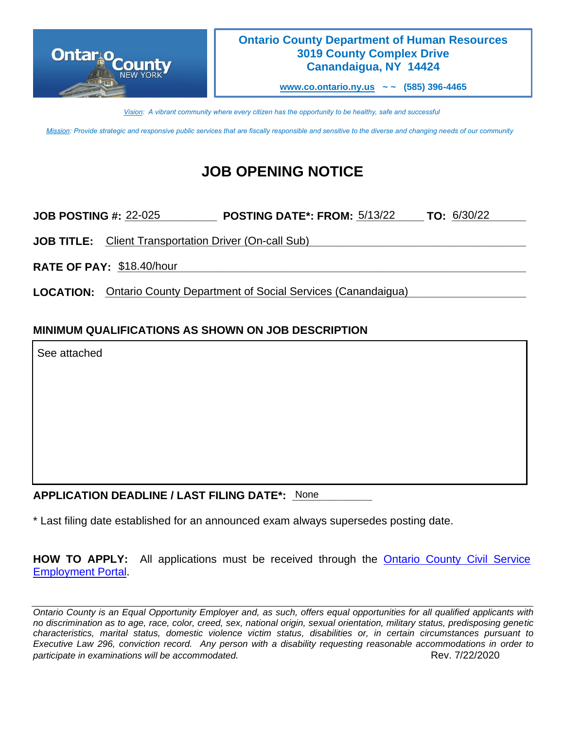**Ontario County Department of Human Resources**
**3019 County Complex Drive**
**Canandaigua, NY 14424**

**www.co.ontario.ny.us ~ ~ (585) 396-4465**

*Vision: A vibrant community where every citizen has the opportunity to be healthy, safe and successful*

*Mission: Provide strategic and responsive public services that are fiscally responsible and sensitive to the diverse and changing needs of our community*

# JOB OPENING NOTICE

**JOB POSTING #:** 22-025 **POSTING DATE*: FROM:** 5/13/22 **TO:** 6/30/22

**JOB TITLE:** Client Transportation Driver (On-call Sub)

**RATE OF PAY:** $18.40/hour

**LOCATION:** Ontario County Department of Social Services (Canandaigua)

## MINIMUM QUALIFICATIONS AS SHOWN ON JOB DESCRIPTION

See attached

**APPLICATION DEADLINE / LAST FILING DATE*:** None

* Last filing date established for an announced exam always supersedes posting date.

**HOW TO APPLY:** All applications must be received through the Ontario County Civil Service Employment Portal.

*Ontario County is an Equal Opportunity Employer and, as such, offers equal opportunities for all qualified applicants with no discrimination as to age, race, color, creed, sex, national origin, sexual orientation, military status, predisposing genetic characteristics, marital status, domestic violence victim status, disabilities or, in certain circumstances pursuant to Executive Law 296, conviction record. Any person with a disability requesting reasonable accommodations in order to participate in examinations will be accommodated.*

Rev. 7/22/2020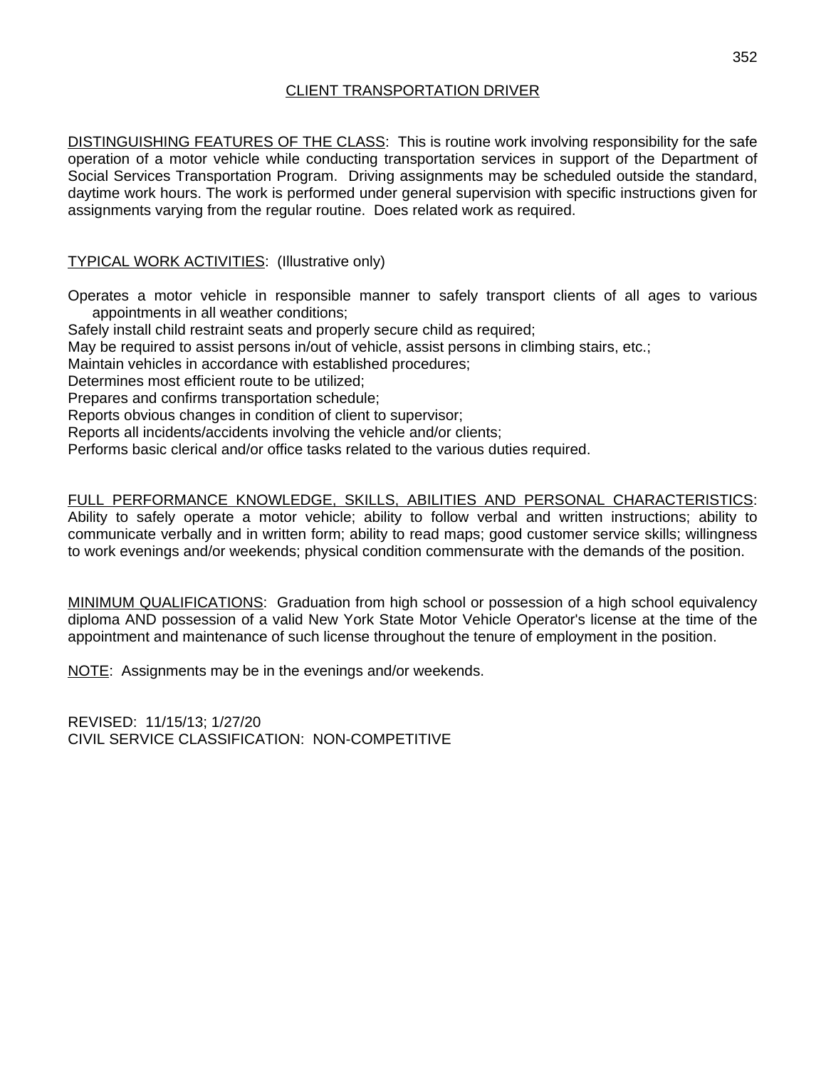# CLIENT TRANSPORTATION DRIVER

DISTINGUISHING FEATURES OF THE CLASS: This is routine work involving responsibility for the safe operation of a motor vehicle while conducting transportation services in support of the Department of Social Services Transportation Program. Driving assignments may be scheduled outside the standard, daytime work hours. The work is performed under general supervision with specific instructions given for assignments varying from the regular routine. Does related work as required.

TYPICAL WORK ACTIVITIES: (Illustrative only)

Operates a motor vehicle in responsible manner to safely transport clients of all ages to various appointments in all weather conditions;
Safely install child restraint seats and properly secure child as required;
May be required to assist persons in/out of vehicle, assist persons in climbing stairs, etc.;
Maintain vehicles in accordance with established procedures;
Determines most efficient route to be utilized;
Prepares and confirms transportation schedule;
Reports obvious changes in condition of client to supervisor;
Reports all incidents/accidents involving the vehicle and/or clients;
Performs basic clerical and/or office tasks related to the various duties required.

FULL PERFORMANCE KNOWLEDGE, SKILLS, ABILITIES AND PERSONAL CHARACTERISTICS: Ability to safely operate a motor vehicle; ability to follow verbal and written instructions; ability to communicate verbally and in written form; ability to read maps; good customer service skills; willingness to work evenings and/or weekends; physical condition commensurate with the demands of the position.

MINIMUM QUALIFICATIONS: Graduation from high school or possession of a high school equivalency diploma AND possession of a valid New York State Motor Vehicle Operator's license at the time of the appointment and maintenance of such license throughout the tenure of employment in the position.

NOTE: Assignments may be in the evenings and/or weekends.

REVISED: 11/15/13; 1/27/20
CIVIL SERVICE CLASSIFICATION: NON-COMPETITIVE